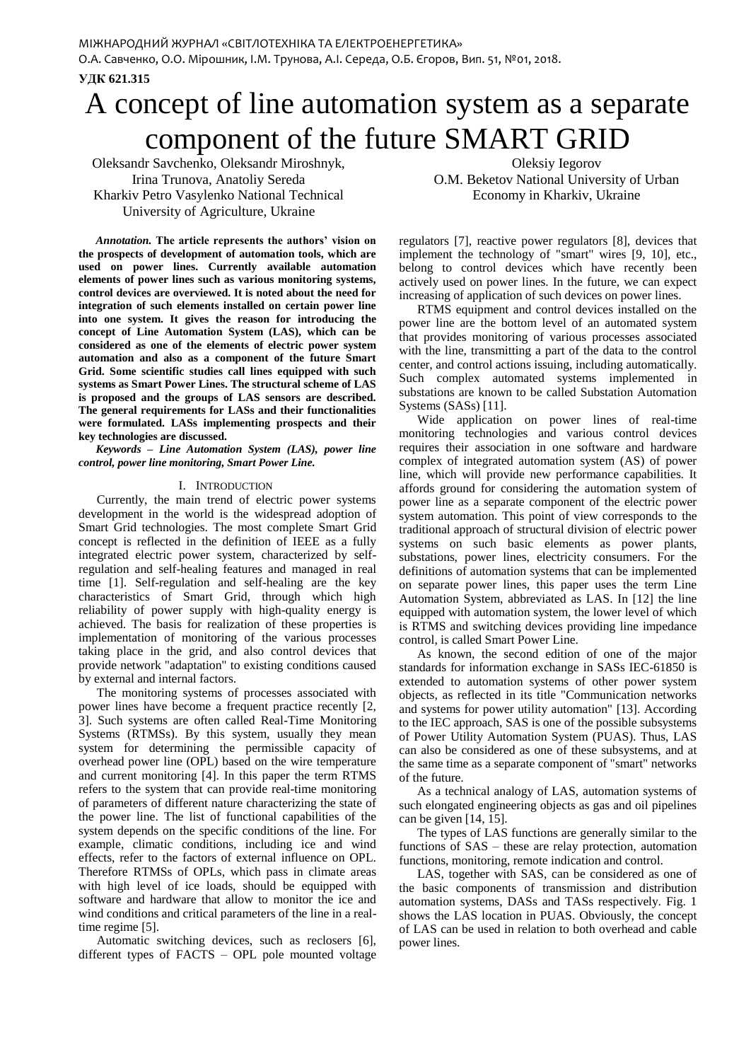УДК 621.315

# A concept of line automation system as a separate component of the future SMART GRID

Oleksandr Savchenko, Oleksandr Miroshnyk, Irina Trunova, Anatoliy Sereda
Kharkiv Petro Vasylenko National Technical University of Agriculture, Ukraine

Oleksiy Iegorov
O.M. Beketov National University of Urban Economy in Kharkiv, Ukraine

***Annotation.*** **The article represents the authors' vision on the prospects of development of automation tools, which are used on power lines. Currently available automation elements of power lines such as various monitoring systems, control devices are overviewed. It is noted about the need for integration of such elements installed on certain power line into one system. It gives the reason for introducing the concept of Line Automation System (LAS), which can be considered as one of the elements of electric power system automation and also as a component of the future Smart Grid. Some scientific studies call lines equipped with such systems as Smart Power Lines. The structural scheme of LAS is proposed and the groups of LAS sensors are described. The general requirements for LASs and their functionalities were formulated. LASs implementing prospects and their key technologies are discussed.**

***Keywords – Line Automation System (LAS), power line control, power line monitoring, Smart Power Line.***

## I. Introduction

Currently, the main trend of electric power systems development in the world is the widespread adoption of Smart Grid technologies. The most complete Smart Grid concept is reflected in the definition of IEEE as a fully integrated electric power system, characterized by self-regulation and self-healing features and managed in real time [1]. Self-regulation and self-healing are the key characteristics of Smart Grid, through which high reliability of power supply with high-quality energy is achieved. The basis for realization of these properties is implementation of monitoring of the various processes taking place in the grid, and also control devices that provide network "adaptation" to existing conditions caused by external and internal factors.

The monitoring systems of processes associated with power lines have become a frequent practice recently [2, 3]. Such systems are often called Real-Time Monitoring Systems (RTMSs). By this system, usually they mean system for determining the permissible capacity of overhead power line (OPL) based on the wire temperature and current monitoring [4]. In this paper the term RTMS refers to the system that can provide real-time monitoring of parameters of different nature characterizing the state of the power line. The list of functional capabilities of the system depends on the specific conditions of the line. For example, climatic conditions, including ice and wind effects, refer to the factors of external influence on OPL. Therefore RTMSs of OPLs, which pass in climate areas with high level of ice loads, should be equipped with software and hardware that allow to monitor the ice and wind conditions and critical parameters of the line in a real-time regime [5].

Automatic switching devices, such as reclosers [6], different types of FACTS – OPL pole mounted voltage regulators [7], reactive power regulators [8], devices that implement the technology of "smart" wires [9, 10], etc., belong to control devices which have recently been actively used on power lines. In the future, we can expect increasing of application of such devices on power lines.

RTMS equipment and control devices installed on the power line are the bottom level of an automated system that provides monitoring of various processes associated with the line, transmitting a part of the data to the control center, and control actions issuing, including automatically. Such complex automated systems implemented in substations are known to be called Substation Automation Systems (SASs) [11].

Wide application on power lines of real-time monitoring technologies and various control devices requires their association in one software and hardware complex of integrated automation system (AS) of power line, which will provide new performance capabilities. It affords ground for considering the automation system of power line as a separate component of the electric power system automation. This point of view corresponds to the traditional approach of structural division of electric power systems on such basic elements as power plants, substations, power lines, electricity consumers. For the definitions of automation systems that can be implemented on separate power lines, this paper uses the term Line Automation System, abbreviated as LAS. In [12] the line equipped with automation system, the lower level of which is RTMS and switching devices providing line impedance control, is called Smart Power Line.

As known, the second edition of one of the major standards for information exchange in SASs IEC-61850 is extended to automation systems of other power system objects, as reflected in its title "Communication networks and systems for power utility automation" [13]. According to the IEC approach, SAS is one of the possible subsystems of Power Utility Automation System (PUAS). Thus, LAS can also be considered as one of these subsystems, and at the same time as a separate component of "smart" networks of the future.

As a technical analogy of LAS, automation systems of such elongated engineering objects as gas and oil pipelines can be given [14, 15].

The types of LAS functions are generally similar to the functions of SAS – these are relay protection, automation functions, monitoring, remote indication and control.

LAS, together with SAS, can be considered as one of the basic components of transmission and distribution automation systems, DASs and TASs respectively. Fig. 1 shows the LAS location in PUAS. Obviously, the concept of LAS can be used in relation to both overhead and cable power lines.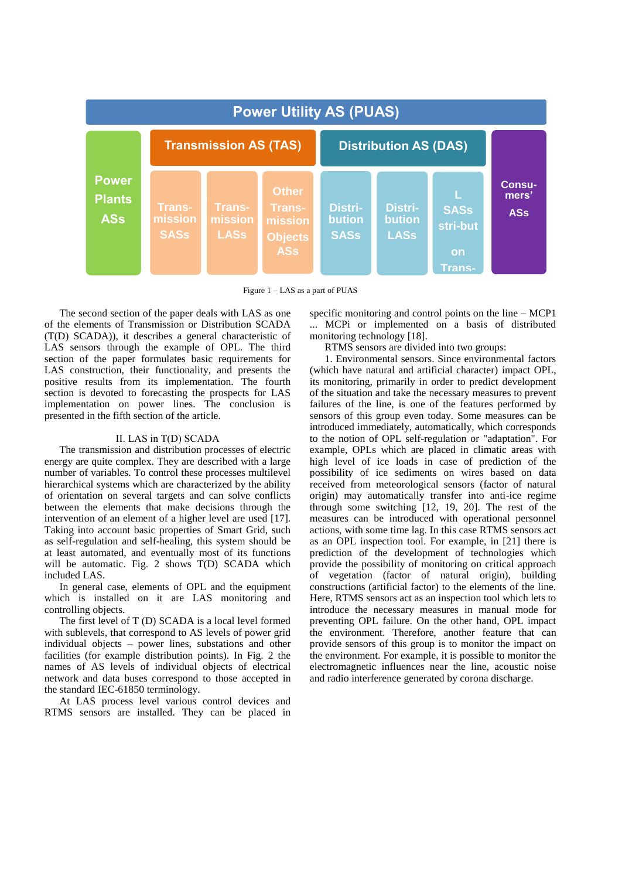| Power Utility AS (PUAS) | | | | | | | |
|---|---|---|---|---|---|---|---|
| Power Plants ASs | Transmission AS (TAS) | | | Distribution AS (DAS) | | | Consumers' ASs |
| | Transmission SASs | Transmission LASs | Other Transmission Objects ASs | Distribution SASs | Distribution LASs | L SASs stri-but on Trans- | |

Figure 1 – LAS as a part of PUAS

The second section of the paper deals with LAS as one of the elements of Transmission or Distribution SCADA (T(D) SCADA)), it describes a general characteristic of LAS sensors through the example of OPL. The third section of the paper formulates basic requirements for LAS construction, their functionality, and presents the positive results from its implementation. The fourth section is devoted to forecasting the prospects for LAS implementation on power lines. The conclusion is presented in the fifth section of the article.

## II. LAS in T(D) SCADA

The transmission and distribution processes of electric energy are quite complex. They are described with a large number of variables. To control these processes multilevel hierarchical systems which are characterized by the ability of orientation on several targets and can solve conflicts between the elements that make decisions through the intervention of an element of a higher level are used [17]. Taking into account basic properties of Smart Grid, such as self-regulation and self-healing, this system should be at least automated, and eventually most of its functions will be automatic. Fig. 2 shows T(D) SCADA which included LAS.

In general case, elements of OPL and the equipment which is installed on it are LAS monitoring and controlling objects.

The first level of T (D) SCADA is a local level formed with sublevels, that correspond to AS levels of power grid individual objects – power lines, substations and other facilities (for example distribution points). In Fig. 2 the names of AS levels of individual objects of electrical network and data buses correspond to those accepted in the standard IEC-61850 terminology.

At LAS process level various control devices and RTMS sensors are installed. They can be placed in specific monitoring and control points on the line – MCP1 ... MCPi or implemented on a basis of distributed monitoring technology [18].

RTMS sensors are divided into two groups:

1. Environmental sensors. Since environmental factors (which have natural and artificial character) impact OPL, its monitoring, primarily in order to predict development of the situation and take the necessary measures to prevent failures of the line, is one of the features performed by sensors of this group even today. Some measures can be introduced immediately, automatically, which corresponds to the notion of OPL self-regulation or "adaptation". For example, OPLs which are placed in climatic areas with high level of ice loads in case of prediction of the possibility of ice sediments on wires based on data received from meteorological sensors (factor of natural origin) may automatically transfer into anti-ice regime through some switching [12, 19, 20]. The rest of the measures can be introduced with operational personnel actions, with some time lag. In this case RTMS sensors act as an OPL inspection tool. For example, in [21] there is prediction of the development of technologies which provide the possibility of monitoring on critical approach of vegetation (factor of natural origin), building constructions (artificial factor) to the elements of the line. Here, RTMS sensors act as an inspection tool which lets to introduce the necessary measures in manual mode for preventing OPL failure. On the other hand, OPL impact the environment. Therefore, another feature that can provide sensors of this group is to monitor the impact on the environment. For example, it is possible to monitor the electromagnetic influences near the line, acoustic noise and radio interference generated by corona discharge.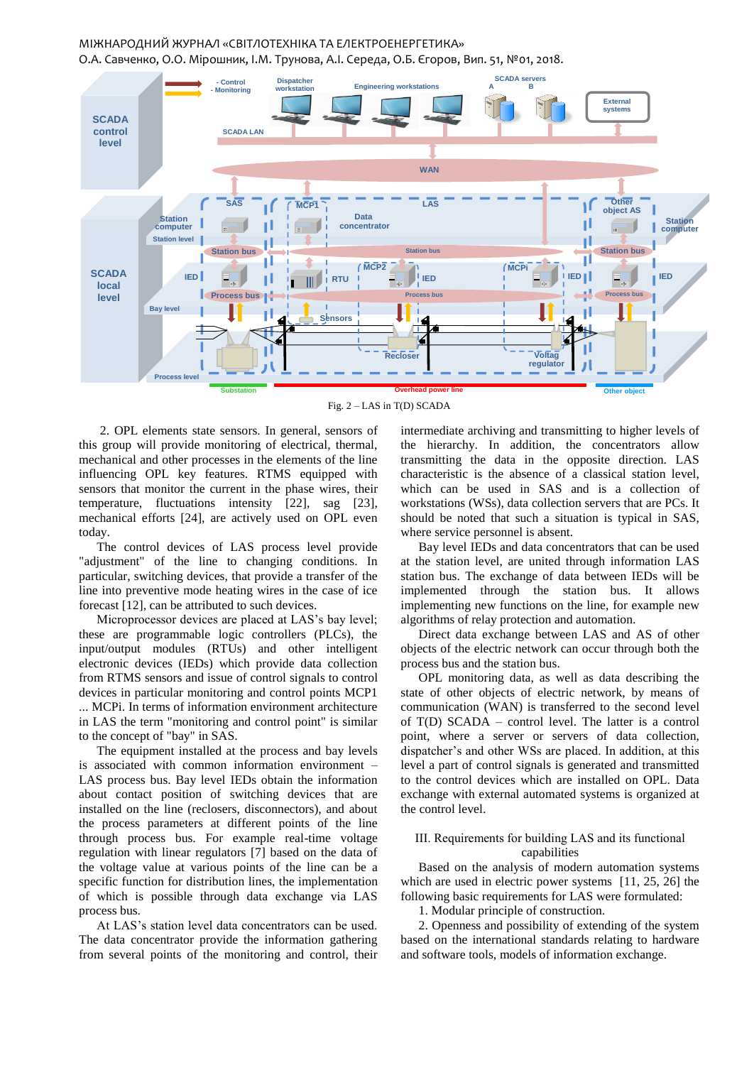- Control
- Monitoring
Dispatcher workstation
Engineering workstations
SCADA servers
A
B
External systems
SCADA control level
SCADA LAN
WAN
SAS
MCP1
LAS
Other object AS
Station computer
Data concentrator
Station computer
Station level
Station bus
Station bus
Station bus
SCADA local level
IED
MCP2
MCPi
IED
RTU
IED
IED
IED
Process bus
Process bus
Process bus
Bay level
Sensors
Recloser
Voltag regulator
Process level
Substation
Overhead power line
Other object

Fig. 2 – LAS in T(D) SCADA

2. OPL elements state sensors. In general, sensors of this group will provide monitoring of electrical, thermal, mechanical and other processes in the elements of the line influencing OPL key features. RTMS equipped with sensors that monitor the current in the phase wires, their temperature, fluctuations intensity [22], sag [23], mechanical efforts [24], are actively used on OPL even today.

The control devices of LAS process level provide "adjustment" of the line to changing conditions. In particular, switching devices, that provide a transfer of the line into preventive mode heating wires in the case of ice forecast [12], can be attributed to such devices.

Microprocessor devices are placed at LAS's bay level; these are programmable logic controllers (PLCs), the input/output modules (RTUs) and other intelligent electronic devices (IEDs) which provide data collection from RTMS sensors and issue of control signals to control devices in particular monitoring and control points MCP1 ... MCPi. In terms of information environment architecture in LAS the term "monitoring and control point" is similar to the concept of "bay" in SAS.

The equipment installed at the process and bay levels is associated with common information environment – LAS process bus. Bay level IEDs obtain the information about contact position of switching devices that are installed on the line (reclosers, disconnectors), and about the process parameters at different points of the line through process bus. For example real-time voltage regulation with linear regulators [7] based on the data of the voltage value at various points of the line can be a specific function for distribution lines, the implementation of which is possible through data exchange via LAS process bus.

At LAS's station level data concentrators can be used. The data concentrator provide the information gathering from several points of the monitoring and control, their intermediate archiving and transmitting to higher levels of the hierarchy. In addition, the concentrators allow transmitting the data in the opposite direction. LAS characteristic is the absence of a classical station level, which can be used in SAS and is a collection of workstations (WSs), data collection servers that are PCs. It should be noted that such a situation is typical in SAS, where service personnel is absent.

Bay level IEDs and data concentrators that can be used at the station level, are united through information LAS station bus. The exchange of data between IEDs will be implemented through the station bus. It allows implementing new functions on the line, for example new algorithms of relay protection and automation.

Direct data exchange between LAS and AS of other objects of the electric network can occur through both the process bus and the station bus.

OPL monitoring data, as well as data describing the state of other objects of electric network, by means of communication (WAN) is transferred to the second level of T(D) SCADA – control level. The latter is a control point, where a server or servers of data collection, dispatcher's and other WSs are placed. In addition, at this level a part of control signals is generated and transmitted to the control devices which are installed on OPL. Data exchange with external automated systems is organized at the control level.

## III. Requirements for building LAS and its functional capabilities

Based on the analysis of modern automation systems which are used in electric power systems [11, 25, 26] the following basic requirements for LAS were formulated:

1. Modular principle of construction.
2. Openness and possibility of extending of the system based on the international standards relating to hardware and software tools, models of information exchange.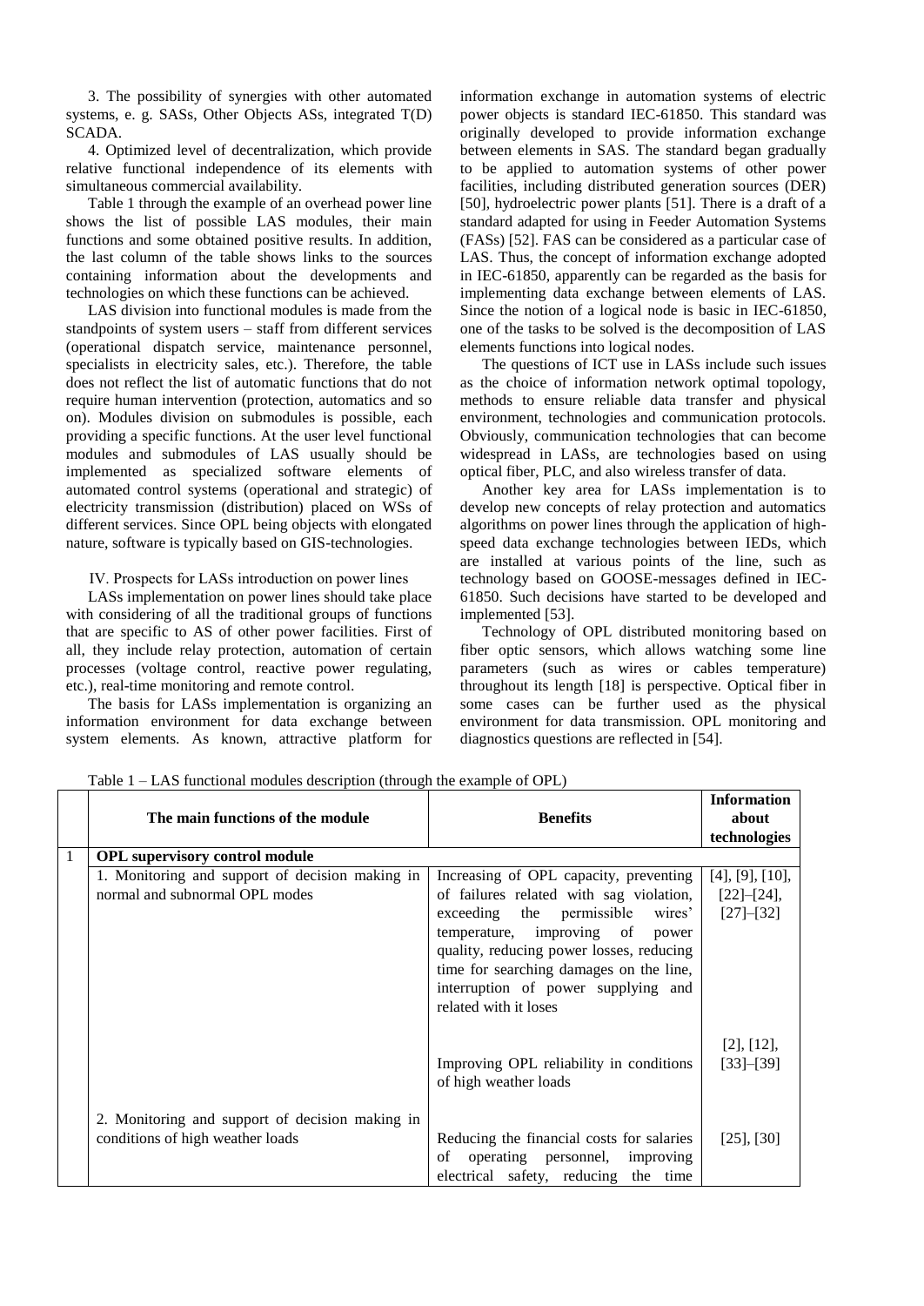3. The possibility of synergies with other automated systems, e. g. SASs, Other Objects ASs, integrated T(D) SCADA.

4. Optimized level of decentralization, which provide relative functional independence of its elements with simultaneous commercial availability.

Table 1 through the example of an overhead power line shows the list of possible LAS modules, their main functions and some obtained positive results. In addition, the last column of the table shows links to the sources containing information about the developments and technologies on which these functions can be achieved.

LAS division into functional modules is made from the standpoints of system users – staff from different services (operational dispatch service, maintenance personnel, specialists in electricity sales, etc.). Therefore, the table does not reflect the list of automatic functions that do not require human intervention (protection, automatics and so on). Modules division on submodules is possible, each providing a specific functions. At the user level functional modules and submodules of LAS usually should be implemented as specialized software elements of automated control systems (operational and strategic) of electricity transmission (distribution) placed on WSs of different services. Since OPL being objects with elongated nature, software is typically based on GIS-technologies.

## IV. Prospects for LASs introduction on power lines

LASs implementation on power lines should take place with considering of all the traditional groups of functions that are specific to AS of other power facilities. First of all, they include relay protection, automation of certain processes (voltage control, reactive power regulating, etc.), real-time monitoring and remote control.

The basis for LASs implementation is organizing an information environment for data exchange between system elements. As known, attractive platform for information exchange in automation systems of electric power objects is standard IEC-61850. This standard was originally developed to provide information exchange between elements in SAS. The standard began gradually to be applied to automation systems of other power facilities, including distributed generation sources (DER) [50], hydroelectric power plants [51]. There is a draft of a standard adapted for using in Feeder Automation Systems (FASs) [52]. FAS can be considered as a particular case of LAS. Thus, the concept of information exchange adopted in IEC-61850, apparently can be regarded as the basis for implementing data exchange between elements of LAS. Since the notion of a logical node is basic in IEC-61850, one of the tasks to be solved is the decomposition of LAS elements functions into logical nodes.

The questions of ICT use in LASs include such issues as the choice of information network optimal topology, methods to ensure reliable data transfer and physical environment, technologies and communication protocols. Obviously, communication technologies that can become widespread in LASs, are technologies based on using optical fiber, PLC, and also wireless transfer of data.

Another key area for LASs implementation is to develop new concepts of relay protection and automatics algorithms on power lines through the application of high-speed data exchange technologies between IEDs, which are installed at various points of the line, such as technology based on GOOSE-messages defined in IEC-61850. Such decisions have started to be developed and implemented [53].

Technology of OPL distributed monitoring based on fiber optic sensors, which allows watching some line parameters (such as wires or cables temperature) throughout its length [18] is perspective. Optical fiber in some cases can be further used as the physical environment for data transmission. OPL monitoring and diagnostics questions are reflected in [54].

Table 1 – LAS functional modules description (through the example of OPL)

| | The main functions of the module | Benefits | Information about technologies |
|---|---|---|---|
| 1 | **OPL supervisory control module** | | |
| | 1. Monitoring and support of decision making in normal and subnormal OPL modes | Increasing of OPL capacity, preventing of failures related with sag violation, exceeding the permissible wires' temperature, improving of power quality, reducing power losses, reducing time for searching damages on the line, interruption of power supplying and related with it loses | [4], [9], [10], [22]–[24], [27]–[32] |
| | 2. Monitoring and support of decision making in conditions of high weather loads | Improving OPL reliability in conditions of high weather loads | [2], [12], [33]–[39] |
| | | Reducing the financial costs for salaries of operating personnel, improving electrical safety, reducing the time | [25], [30] |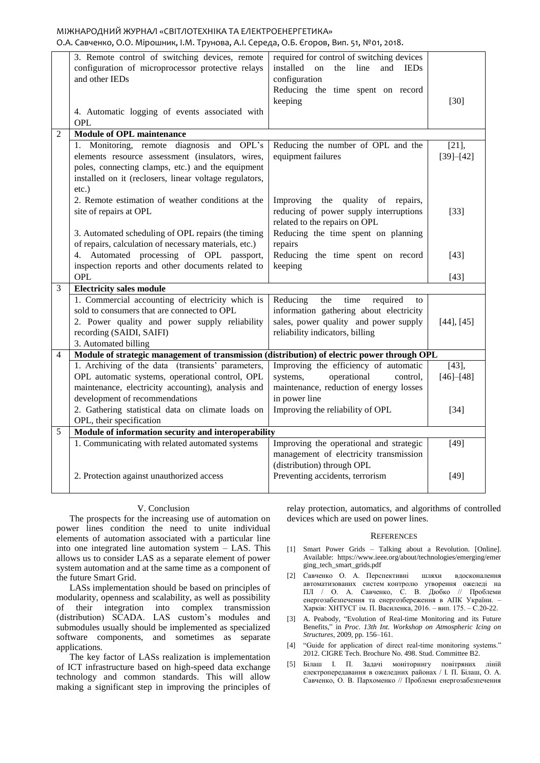| | | | |
|---|---|---|---|
| | 3. Remote control of switching devices, remote configuration of microprocessor protective relays and other IEDs | required for control of switching devices installed on the line and IEDs configuration | |
| | 4. Automatic logging of events associated with OPL | Reducing the time spent on record keeping | [30] |
| 2 | **Module of OPL maintenance** | | |
| | 1. Monitoring, remote diagnosis and OPL's elements resource assessment (insulators, wires, poles, connecting clamps, etc.) and the equipment installed on it (reclosers, linear voltage regulators, etc.) | Reducing the number of OPL and the equipment failures | [21], [39]–[42] |
| | 2. Remote estimation of weather conditions at the site of repairs at OPL | Improving the quality of repairs, reducing of power supply interruptions related to the repairs on OPL | [33] |
| | 3. Automated scheduling of OPL repairs (the timing of repairs, calculation of necessary materials, etc.) | Reducing the time spent on planning repairs | [43] |
| | 4. Automated processing of OPL passport, inspection reports and other documents related to OPL | Reducing the time spent on record keeping | [43] |
| 3 | **Electricity sales module** | | |
| | 1. Commercial accounting of electricity which is sold to consumers that are connected to OPL<br>2. Power quality and power supply reliability recording (SAIDI, SAIFI)<br>3. Automated billing | Reducing the time required to information gathering about electricity sales, power quality and power supply reliability indicators, billing | [44], [45] |
| 4 | **Module of strategic management of transmission (distribution) of electric power through OPL** | | |
| | 1. Archiving of the data (transients' parameters, OPL automatic systems, operational control, OPL maintenance, electricity accounting), analysis and development of recommendations | Improving the efficiency of automatic systems, operational control, maintenance, reduction of energy losses in power line | [43], [46]–[48] |
| | 2. Gathering statistical data on climate loads on OPL, their specification | Improving the reliability of OPL | [34] |
| 5 | **Module of information security and interoperability** | | |
| | 1. Communicating with related automated systems | Improving the operational and strategic management of electricity transmission (distribution) through OPL | [49] |
| | 2. Protection against unauthorized access | Preventing accidents, terrorism | [49] |

## V. Conclusion

The prospects for the increasing use of automation on power lines condition the need to unite individual elements of automation associated with a particular line into one integrated line automation system – LAS. This allows us to consider LAS as a separate element of power system automation and at the same time as a component of the future Smart Grid.

LASs implementation should be based on principles of modularity, openness and scalability, as well as possibility of their integration into complex transmission (distribution) SCADA. LAS custom's modules and submodules usually should be implemented as specialized software components, and sometimes as separate applications.

The key factor of LASs realization is implementation of ICT infrastructure based on high-speed data exchange technology and common standards. This will allow making a significant step in improving the principles of relay protection, automatics, and algorithms of controlled devices which are used on power lines.

## References

[1] Smart Power Grids – Talking about a Revolution. [Online]. Available: https://www.ieee.org/about/technologies/emerging/emerging_tech_smart_grids.pdf

[2] Савченко О. А. Перспективні шляхи вдосконалення автоматизованих систем контролю утворення ожеледі на ПЛ / О. А. Савченко, С. В. Дюбко // Проблеми енергозабезпечення та енергозбереження в АПК України. – Харків: ХНТУСГ ім. П. Василенка, 2016. – вип. 175. – С.20-22.

[3] A. Peabody, "Evolution of Real-time Monitoring and its Future Benefits," in *Proc. 13th Int. Workshop on Atmospheric Icing on Structures*, 2009, pp. 156–161.

[4] "Guide for application of direct real-time monitoring systems." 2012. CIGRE Tech. Brochure No. 498. Stud. Committee B2.

[5] Білаш І. П. Задачі моніторингу повітряних ліній електропередавання в ожеледних районах / І. П. Білаш, О. А. Савченко, О. В. Пархоменко // Проблеми енергозабезпечення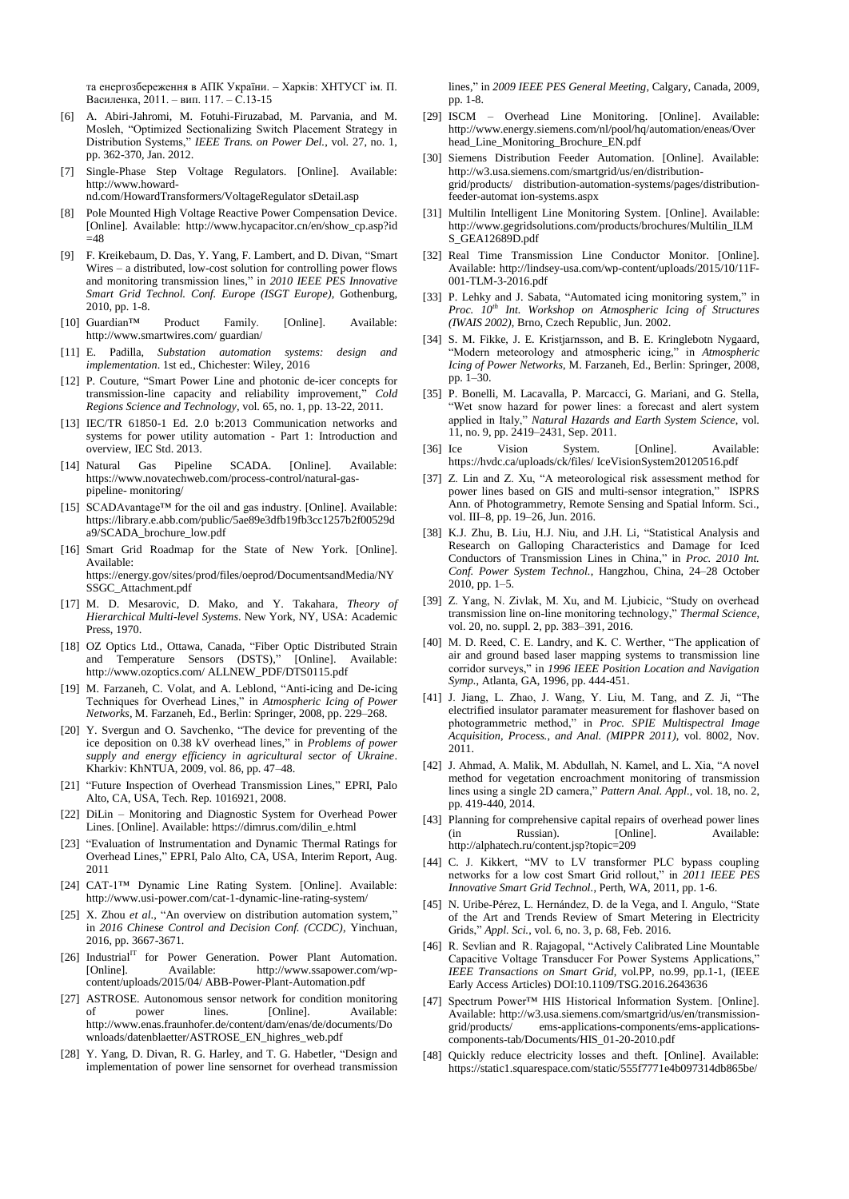та енергозбереження в АПК України. – Харків: ХНТУСГ ім. П. Василенка, 2011. – вип. 117. – С.13-15

[6] A. Abiri-Jahromi, M. Fotuhi-Firuzabad, M. Parvania, and M. Mosleh, "Optimized Sectionalizing Switch Placement Strategy in Distribution Systems," *IEEE Trans. on Power Del.*, vol. 27, no. 1, pp. 362-370, Jan. 2012.

[7] Single-Phase Step Voltage Regulators. [Online]. Available: http://www.howard-nd.com/HowardTransformers/VoltageRegulator sDetail.asp

[8] Pole Mounted High Voltage Reactive Power Compensation Device. [Online]. Available: http://www.hycapacitor.cn/en/show_cp.asp?id=48

[9] F. Kreikebaum, D. Das, Y. Yang, F. Lambert, and D. Divan, "Smart Wires – a distributed, low-cost solution for controlling power flows and monitoring transmission lines," in *2010 IEEE PES Innovative Smart Grid Technol. Conf. Europe (ISGT Europe)*, Gothenburg, 2010, pp. 1-8.

[10] Guardian™ Product Family. [Online]. Available: http://www.smartwires.com/ guardian/

[11] E. Padilla, *Substation automation systems: design and implementation*. 1st ed., Chichester: Wiley, 2016

[12] P. Couture, "Smart Power Line and photonic de-icer concepts for transmission-line capacity and reliability improvement," *Cold Regions Science and Technology*, vol. 65, no. 1, pp. 13-22, 2011.

[13] IEC/TR 61850-1 Ed. 2.0 b:2013 Communication networks and systems for power utility automation - Part 1: Introduction and overview, IEC Std. 2013.

[14] Natural Gas Pipeline SCADA. [Online]. Available: https://www.novatechweb.com/process-control/natural-gas-pipeline- monitoring/

[15] SCADAvantage™ for the oil and gas industry. [Online]. Available: https://library.e.abb.com/public/5ae89e3dfb19fb3cc1257b2f00529da9/SCADA_brochure_low.pdf

[16] Smart Grid Roadmap for the State of New York. [Online]. Available: https://energy.gov/sites/prod/files/oeprod/DocumentsandMedia/NYSSGC_Attachment.pdf

[17] M. D. Mesarovic, D. Mako, and Y. Takahara, *Theory of Hierarchical Multi-level Systems*. New York, NY, USA: Academic Press, 1970.

[18] OZ Optics Ltd., Ottawa, Canada, "Fiber Optic Distributed Strain and Temperature Sensors (DSTS)," [Online]. Available: http://www.ozoptics.com/ ALLNEW_PDF/DTS0115.pdf

[19] M. Farzaneh, C. Volat, and A. Leblond, "Anti-icing and De-icing Techniques for Overhead Lines," in *Atmospheric Icing of Power Networks*, M. Farzaneh, Ed., Berlin: Springer, 2008, pp. 229–268.

[20] Y. Svergun and O. Savchenko, "The device for preventing of the ice deposition on 0.38 kV overhead lines," in *Problems of power supply and energy efficiency in agricultural sector of Ukraine*. Kharkiv: KhNTUA, 2009, vol. 86, pp. 47–48.

[21] "Future Inspection of Overhead Transmission Lines," EPRI, Palo Alto, CA, USA, Tech. Rep. 1016921, 2008.

[22] DiLin – Monitoring and Diagnostic System for Overhead Power Lines. [Online]. Available: https://dimrus.com/dilin_e.html

[23] "Evaluation of Instrumentation and Dynamic Thermal Ratings for Overhead Lines," EPRI, Palo Alto, CA, USA, Interim Report, Aug. 2011

[24] CAT-1™ Dynamic Line Rating System. [Online]. Available: http://www.usi-power.com/cat-1-dynamic-line-rating-system/

[25] X. Zhou *et al.*, "An overview on distribution automation system," in *2016 Chinese Control and Decision Conf. (CCDC)*, Yinchuan, 2016, pp. 3667-3671.

[26] Industrial[IT] for Power Generation. Power Plant Automation. [Online]. Available: http://www.ssapower.com/wp-content/uploads/2015/04/ ABB-Power-Plant-Automation.pdf

[27] ASTROSE. Autonomous sensor network for condition monitoring of power lines. [Online]. Available: http://www.enas.fraunhofer.de/content/dam/enas/de/documents/Downloads/datenblaetter/ASTROSE_EN_highres_web.pdf

[28] Y. Yang, D. Divan, R. G. Harley, and T. G. Habetler, "Design and implementation of power line sensornet for overhead transmission lines," in *2009 IEEE PES General Meeting*, Calgary, Canada, 2009, pp. 1-8.

[29] ISCM – Overhead Line Monitoring. [Online]. Available: http://www.energy.siemens.com/nl/pool/hq/automation/eneas/Overhead_Line_Monitoring_Brochure_EN.pdf

[30] Siemens Distribution Feeder Automation. [Online]. Available: http://w3.usa.siemens.com/smartgrid/us/en/distribution-grid/products/ distribution-automation-systems/pages/distribution-feeder-automat ion-systems.aspx

[31] Multilin Intelligent Line Monitoring System. [Online]. Available: http://www.gegridsolutions.com/products/brochures/Multilin_ILMS_GEA12689D.pdf

[32] Real Time Transmission Line Conductor Monitor. [Online]. Available: http://lindsey-usa.com/wp-content/uploads/2015/10/11F-001-TLM-3-2016.pdf

[33] P. Lehky and J. Sabata, "Automated icing monitoring system," in *Proc. 10th Int. Workshop on Atmospheric Icing of Structures (IWAIS 2002)*, Brno, Czech Republic, Jun. 2002.

[34] S. M. Fikke, J. E. Kristjarnsson, and B. E. Kringlebotn Nygaard, "Modern meteorology and atmospheric icing," in *Atmospheric Icing of Power Networks*, M. Farzaneh, Ed., Berlin: Springer, 2008, pp. 1–30.

[35] P. Bonelli, M. Lacavalla, P. Marcacci, G. Mariani, and G. Stella, "Wet snow hazard for power lines: a forecast and alert system applied in Italy," *Natural Hazards and Earth System Science*, vol. 11, no. 9, pp. 2419–2431, Sep. 2011.

[36] Ice Vision System. [Online]. Available: https://hvdc.ca/uploads/ck/files/ IceVisionSystem20120516.pdf

[37] Z. Lin and Z. Xu, "A meteorological risk assessment method for power lines based on GIS and multi-sensor integration," ISPRS Ann. of Photogrammetry, Remote Sensing and Spatial Inform. Sci., vol. III–8, pp. 19–26, Jun. 2016.

[38] K.J. Zhu, B. Liu, H.J. Niu, and J.H. Li, "Statistical Analysis and Research on Galloping Characteristics and Damage for Iced Conductors of Transmission Lines in China," in *Proc. 2010 Int. Conf. Power System Technol.*, Hangzhou, China, 24–28 October 2010, pp. 1–5.

[39] Z. Yang, N. Zivlak, M. Xu, and M. Ljubicic, "Study on overhead transmission line on-line monitoring technology," *Thermal Science*, vol. 20, no. suppl. 2, pp. 383–391, 2016.

[40] M. D. Reed, C. E. Landry, and K. C. Werther, "The application of air and ground based laser mapping systems to transmission line corridor surveys," in *1996 IEEE Position Location and Navigation Symp.*, Atlanta, GA, 1996, pp. 444-451.

[41] J. Jiang, L. Zhao, J. Wang, Y. Liu, M. Tang, and Z. Ji, "The electrified insulator paramater measurement for flashover based on photogrammetric method," in *Proc. SPIE Multispectral Image Acquisition, Process., and Anal. (MIPPR 2011)*, vol. 8002, Nov. 2011.

[42] J. Ahmad, A. Malik, M. Abdullah, N. Kamel, and L. Xia, "A novel method for vegetation encroachment monitoring of transmission lines using a single 2D camera," *Pattern Anal. Appl.*, vol. 18, no. 2, pp. 419-440, 2014.

[43] Planning for comprehensive capital repairs of overhead power lines (in Russian). [Online]. Available: http://alphatech.ru/content.jsp?topic=209

[44] C. J. Kikkert, "MV to LV transformer PLC bypass coupling networks for a low cost Smart Grid rollout," in *2011 IEEE PES Innovative Smart Grid Technol.*, Perth, WA, 2011, pp. 1-6.

[45] N. Uribe-Pérez, L. Hernández, D. de la Vega, and I. Angulo, "State of the Art and Trends Review of Smart Metering in Electricity Grids," *Appl. Sci.*, vol. 6, no. 3, p. 68, Feb. 2016.

[46] R. Sevlian and R. Rajagopal, "Actively Calibrated Line Mountable Capacitive Voltage Transducer For Power Systems Applications," *IEEE Transactions on Smart Grid*, vol.PP, no.99, pp.1-1, (IEEE Early Access Articles) DOI:10.1109/TSG.2016.2643636

[47] Spectrum Power™ HIS Historical Information System. [Online]. Available: http://w3.usa.siemens.com/smartgrid/us/en/transmission-grid/products/ ems-applications-components/ems-applications-components-tab/Documents/HIS_01-20-2010.pdf

[48] Quickly reduce electricity losses and theft. [Online]. Available: https://static1.squarespace.com/static/555f7771e4b097314db865be/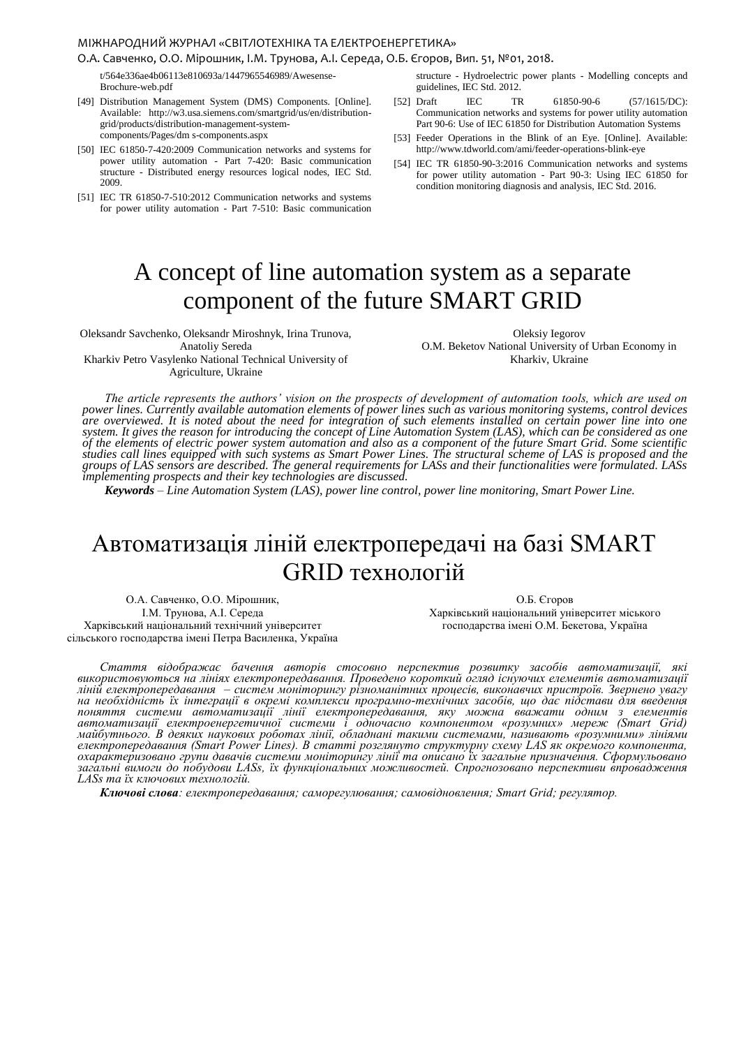t/564e336ae4b06113e810693a/1447965546989/Awesense-Brochure-web.pdf

[49] Distribution Management System (DMS) Components. [Online]. Available: http://w3.usa.siemens.com/smartgrid/us/en/distribution-grid/products/distribution-management-system-components/Pages/dm s-components.aspx

[50] IEC 61850-7-420:2009 Communication networks and systems for power utility automation - Part 7-420: Basic communication structure - Distributed energy resources logical nodes, IEC Std. 2009.

[51] IEC TR 61850-7-510:2012 Communication networks and systems for power utility automation - Part 7-510: Basic communication structure - Hydroelectric power plants - Modelling concepts and guidelines, IEC Std. 2012.

[52] Draft IEC TR 61850-90-6 (57/1615/DC): Communication networks and systems for power utility automation Part 90-6: Use of IEC 61850 for Distribution Automation Systems

[53] Feeder Operations in the Blink of an Eye. [Online]. Available: http://www.tdworld.com/ami/feeder-operations-blink-eye

[54] IEC TR 61850-90-3:2016 Communication networks and systems for power utility automation - Part 90-3: Using IEC 61850 for condition monitoring diagnosis and analysis, IEC Std. 2016.

# A concept of line automation system as a separate component of the future SMART GRID

Oleksandr Savchenko, Oleksandr Miroshnyk, Irina Trunova, Anatoliy Sereda
Kharkiv Petro Vasylenko National Technical University of Agriculture, Ukraine

Oleksiy Iegorov
O.M. Beketov National University of Urban Economy in Kharkiv, Ukraine

*The article represents the authors' vision on the prospects of development of automation tools, which are used on power lines. Currently available automation elements of power lines such as various monitoring systems, control devices are overviewed. It is noted about the need for integration of such elements installed on certain power line into one system. It gives the reason for introducing the concept of Line Automation System (LAS), which can be considered as one of the elements of electric power system automation and also as a component of the future Smart Grid. Some scientific studies call lines equipped with such systems as Smart Power Lines. The structural scheme of LAS is proposed and the groups of LAS sensors are described. The general requirements for LASs and their functionalities were formulated. LASs implementing prospects and their key technologies are discussed.*

***Keywords*** *– Line Automation System (LAS), power line control, power line monitoring, Smart Power Line.*

# Автоматизація ліній електропередачі на базі SMART GRID технологій

О.А. Савченко, О.О. Мірошник, І.М. Трунова, А.І. Середа
Харківський національний технічний університет сільського господарства імені Петра Василенка, Україна

О.Б. Єгоров
Харківський національний університет міського господарства імені О.М. Бекетова, Україна

*Стаття відображає бачення авторів стосовно перспектив розвитку засобів автоматизації, які використовуються на лініях електропередавання. Проведено короткий огляд існуючих елементів автоматизації ліній електропередавання – систем моніторингу різноманітних процесів, виконавчих пристроїв. Звернено увагу на необхідність їх інтеграції в окремі комплекси програмно-технічних засобів, що дає підстави для введення поняття системи автоматизації лінії електропередавання, яку можна вважати одним з елементів автоматизації електроенергетичної системи і одночасно компонентом «розумних» мереж (Smart Grid) майбутнього. В деяких наукових роботах лінії, обладнані такими системами, називають «розумними» лініями електропередавання (Smart Power Lines). В статті розглянуто структурну схему LAS як окремого компонента, охарактеризовано групи давачів системи моніторингу лінії та описано їх загальне призначення. Сформульовано загальні вимоги до побудови LASs, їх функціональних можливостей. Спрогнозовано перспективи впровадження LASs та їх ключових технологій.*

***Ключові слова****: електропередавання; саморегулювання; самовідновлення; Smart Grid; регулятор.*